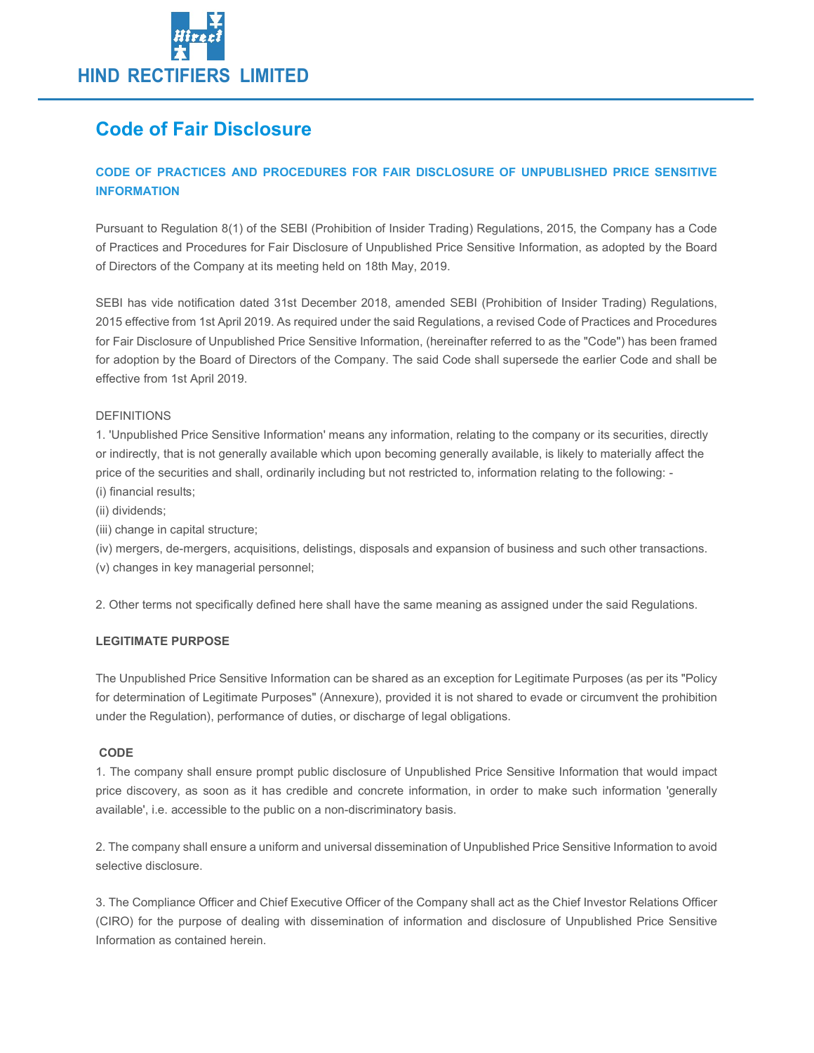HIND RECTIFIERS LIMITED

# Code of Fair Disclosure

## CODE OF PRACTICES AND PROCEDURES FOR FAIR DISCLOSURE OF UNPUBLISHED PRICE SENSITIVE INFORMATION

Pursuant to Regulation 8(1) of the SEBI (Prohibition of Insider Trading) Regulations, 2015, the Company has a Code of Practices and Procedures for Fair Disclosure of Unpublished Price Sensitive Information, as adopted by the Board of Directors of the Company at its meeting held on 18th May, 2019.

SEBI has vide notification dated 31st December 2018, amended SEBI (Prohibition of Insider Trading) Regulations, 2015 effective from 1st April 2019. As required under the said Regulations, a revised Code of Practices and Procedures for Fair Disclosure of Unpublished Price Sensitive Information, (hereinafter referred to as the "Code") has been framed for adoption by the Board of Directors of the Company. The said Code shall supersede the earlier Code and shall be effective from 1st April 2019.

DEFINITIONS

1. 'Unpublished Price Sensitive Information' means any information, relating to the company or its securities, directly or indirectly, that is not generally available which upon becoming generally available, is likely to materially affect the price of the securities and shall, ordinarily including but not restricted to, information relating to the following: -

(i) financial results;
(ii) dividends;
(iii) change in capital structure;
(iv) mergers, de-mergers, acquisitions, delistings, disposals and expansion of business and such other transactions.
(v) changes in key managerial personnel;

2. Other terms not specifically defined here shall have the same meaning as assigned under the said Regulations.

**LEGITIMATE PURPOSE**

The Unpublished Price Sensitive Information can be shared as an exception for Legitimate Purposes (as per its "Policy for determination of Legitimate Purposes" (Annexure), provided it is not shared to evade or circumvent the prohibition under the Regulation), performance of duties, or discharge of legal obligations.

**CODE**

1. The company shall ensure prompt public disclosure of Unpublished Price Sensitive Information that would impact price discovery, as soon as it has credible and concrete information, in order to make such information 'generally available', i.e. accessible to the public on a non-discriminatory basis.

2. The company shall ensure a uniform and universal dissemination of Unpublished Price Sensitive Information to avoid selective disclosure.

3. The Compliance Officer and Chief Executive Officer of the Company shall act as the Chief Investor Relations Officer (CIRO) for the purpose of dealing with dissemination of information and disclosure of Unpublished Price Sensitive Information as contained herein.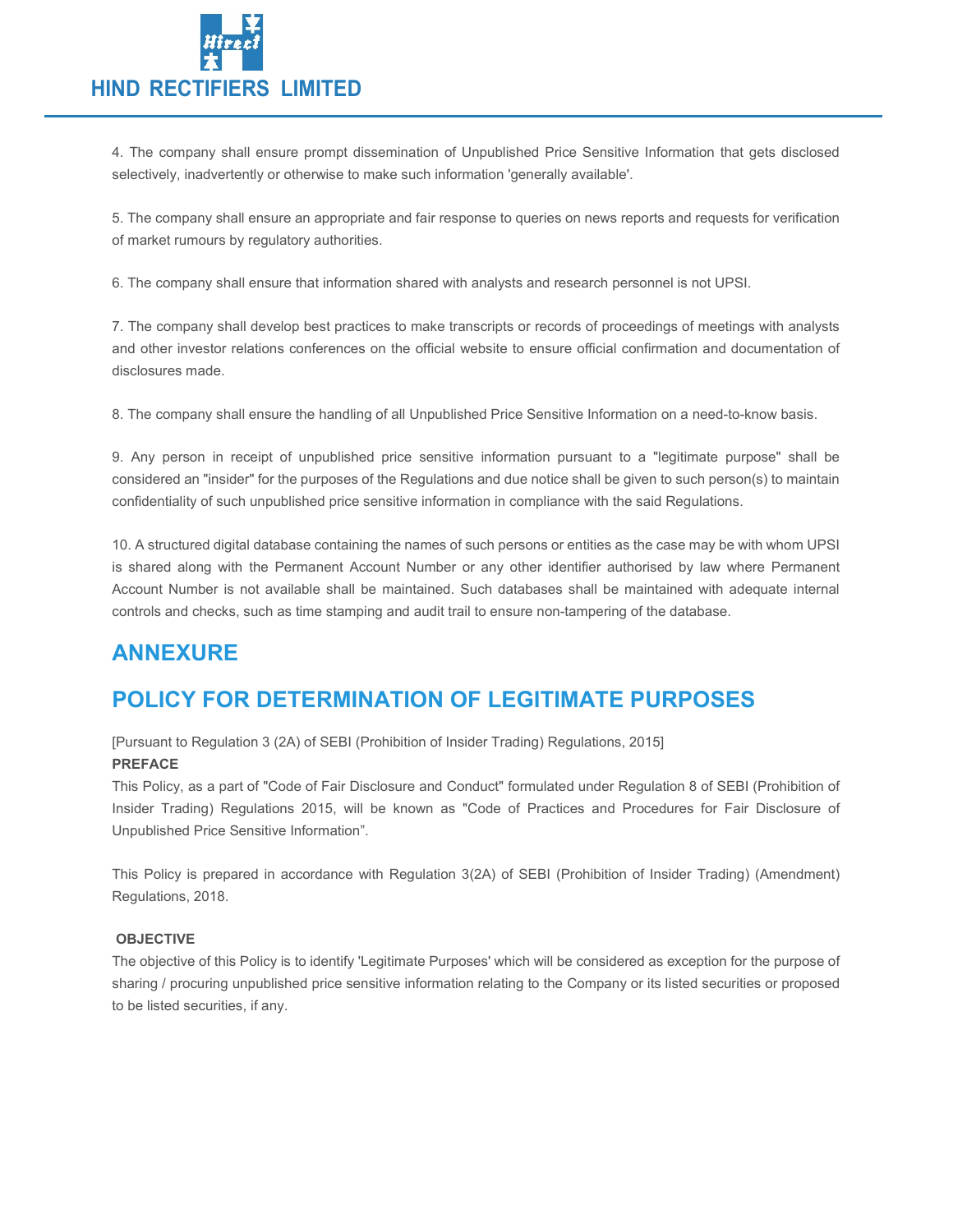4. The company shall ensure prompt dissemination of Unpublished Price Sensitive Information that gets disclosed selectively, inadvertently or otherwise to make such information 'generally available'.

5. The company shall ensure an appropriate and fair response to queries on news reports and requests for verification of market rumours by regulatory authorities.

6. The company shall ensure that information shared with analysts and research personnel is not UPSI.

7. The company shall develop best practices to make transcripts or records of proceedings of meetings with analysts and other investor relations conferences on the official website to ensure official confirmation and documentation of disclosures made.

8. The company shall ensure the handling of all Unpublished Price Sensitive Information on a need-to-know basis.

9. Any person in receipt of unpublished price sensitive information pursuant to a "legitimate purpose" shall be considered an "insider" for the purposes of the Regulations and due notice shall be given to such person(s) to maintain confidentiality of such unpublished price sensitive information in compliance with the said Regulations.

10. A structured digital database containing the names of such persons or entities as the case may be with whom UPSI is shared along with the Permanent Account Number or any other identifier authorised by law where Permanent Account Number is not available shall be maintained. Such databases shall be maintained with adequate internal controls and checks, such as time stamping and audit trail to ensure non-tampering of the database.

## ANNEXURE

## POLICY FOR DETERMINATION OF LEGITIMATE PURPOSES

[Pursuant to Regulation 3 (2A) of SEBI (Prohibition of Insider Trading) Regulations, 2015]

**PREFACE**

This Policy, as a part of "Code of Fair Disclosure and Conduct" formulated under Regulation 8 of SEBI (Prohibition of Insider Trading) Regulations 2015, will be known as "Code of Practices and Procedures for Fair Disclosure of Unpublished Price Sensitive Information".

This Policy is prepared in accordance with Regulation 3(2A) of SEBI (Prohibition of Insider Trading) (Amendment) Regulations, 2018.

**OBJECTIVE**

The objective of this Policy is to identify 'Legitimate Purposes' which will be considered as exception for the purpose of sharing / procuring unpublished price sensitive information relating to the Company or its listed securities or proposed to be listed securities, if any.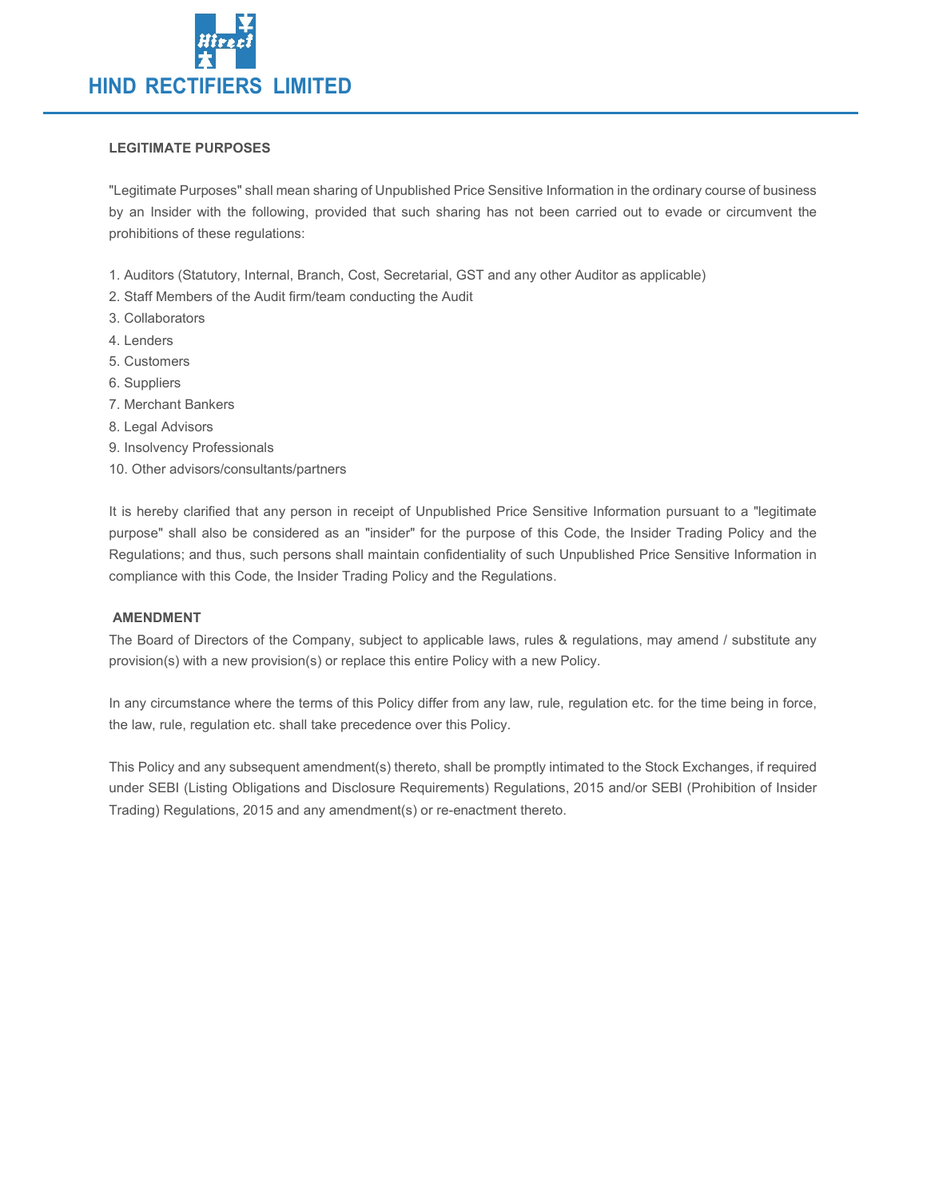## LEGITIMATE PURPOSES

"Legitimate Purposes" shall mean sharing of Unpublished Price Sensitive Information in the ordinary course of business by an Insider with the following, provided that such sharing has not been carried out to evade or circumvent the prohibitions of these regulations:

1. Auditors (Statutory, Internal, Branch, Cost, Secretarial, GST and any other Auditor as applicable)
2. Staff Members of the Audit firm/team conducting the Audit
3. Collaborators
4. Lenders
5. Customers
6. Suppliers
7. Merchant Bankers
8. Legal Advisors
9. Insolvency Professionals
10. Other advisors/consultants/partners

It is hereby clarified that any person in receipt of Unpublished Price Sensitive Information pursuant to a "legitimate purpose" shall also be considered as an "insider" for the purpose of this Code, the Insider Trading Policy and the Regulations; and thus, such persons shall maintain confidentiality of such Unpublished Price Sensitive Information in compliance with this Code, the Insider Trading Policy and the Regulations.

## AMENDMENT

The Board of Directors of the Company, subject to applicable laws, rules & regulations, may amend / substitute any provision(s) with a new provision(s) or replace this entire Policy with a new Policy.

In any circumstance where the terms of this Policy differ from any law, rule, regulation etc. for the time being in force, the law, rule, regulation etc. shall take precedence over this Policy.

This Policy and any subsequent amendment(s) thereto, shall be promptly intimated to the Stock Exchanges, if required under SEBI (Listing Obligations and Disclosure Requirements) Regulations, 2015 and/or SEBI (Prohibition of Insider Trading) Regulations, 2015 and any amendment(s) or re-enactment thereto.